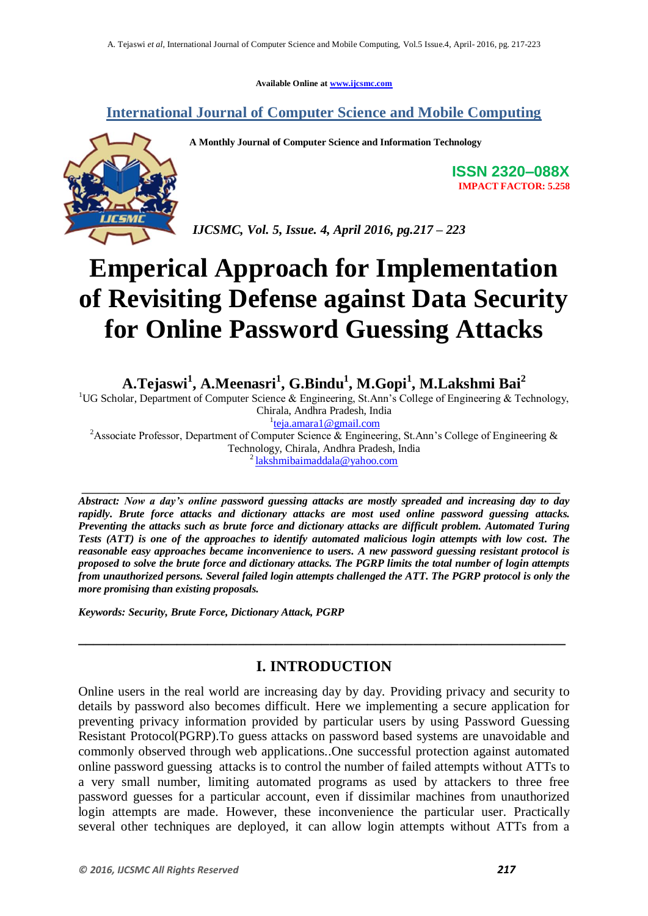Available Online at www.ijcsmc.com

# International Journal of Computer Science and Mobile Computing

A Monthly Journal of Computer Science and Information Technology

ISSN 2320–088X
IMPACT FACTOR: 5.258

*IJCSMC, Vol. 5, Issue. 4, April 2016, pg.217 – 223*

# Emperical Approach for Implementation of Revisiting Defense against Data Security for Online Password Guessing Attacks

**A.Tejaswi[1], A.Meenasri[1], G.Bindu[1], M.Gopi[1], M.Lakshmi Bai[2]**

[1]UG Scholar, Department of Computer Science & Engineering, St.Ann's College of Engineering & Technology, Chirala, Andhra Pradesh, India
[1]teja.amara1@gmail.com
[2]Associate Professor, Department of Computer Science & Engineering, St.Ann's College of Engineering & Technology, Chirala, Andhra Pradesh, India
[2] lakshmibaimaddala@yahoo.com

***Abstract:** Now a day's online password guessing attacks are mostly spreaded and increasing day to day rapidly. Brute force attacks and dictionary attacks are most used online password guessing attacks. Preventing the attacks such as brute force and dictionary attacks are difficult problem. Automated Turing Tests (ATT) is one of the approaches to identify automated malicious login attempts with low cost. The reasonable easy approaches became inconvenience to users. A new password guessing resistant protocol is proposed to solve the brute force and dictionary attacks. The PGRP limits the total number of login attempts from unauthorized persons. Several failed login attempts challenged the ATT. The PGRP protocol is only the more promising than existing proposals.*

***Keywords:** Security, Brute Force, Dictionary Attack, PGRP*

## I. INTRODUCTION

Online users in the real world are increasing day by day. Providing privacy and security to details by password also becomes difficult. Here we implementing a secure application for preventing privacy information provided by particular users by using Password Guessing Resistant Protocol(PGRP).To guess attacks on password based systems are unavoidable and commonly observed through web applications..One successful protection against automated online password guessing attacks is to control the number of failed attempts without ATTs to a very small number, limiting automated programs as used by attackers to three free password guesses for a particular account, even if dissimilar machines from unauthorized login attempts are made. However, these inconvenience the particular user. Practically several other techniques are deployed, it can allow login attempts without ATTs from a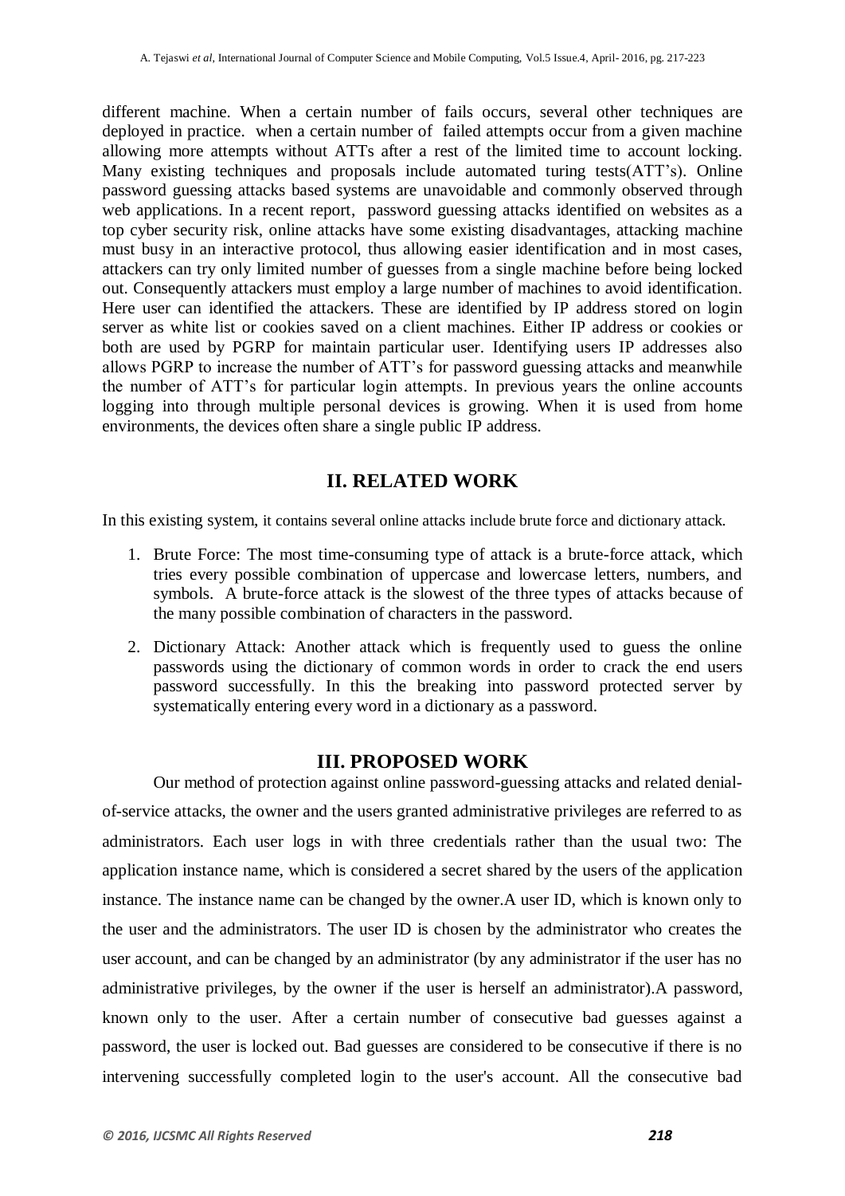different machine. When a certain number of fails occurs, several other techniques are deployed in practice. when a certain number of failed attempts occur from a given machine allowing more attempts without ATTs after a rest of the limited time to account locking. Many existing techniques and proposals include automated turing tests(ATT's). Online password guessing attacks based systems are unavoidable and commonly observed through web applications. In a recent report, password guessing attacks identified on websites as a top cyber security risk, online attacks have some existing disadvantages, attacking machine must busy in an interactive protocol, thus allowing easier identification and in most cases, attackers can try only limited number of guesses from a single machine before being locked out. Consequently attackers must employ a large number of machines to avoid identification. Here user can identified the attackers. These are identified by IP address stored on login server as white list or cookies saved on a client machines. Either IP address or cookies or both are used by PGRP for maintain particular user. Identifying users IP addresses also allows PGRP to increase the number of ATT's for password guessing attacks and meanwhile the number of ATT's for particular login attempts. In previous years the online accounts logging into through multiple personal devices is growing. When it is used from home environments, the devices often share a single public IP address.

## II. RELATED WORK

In this existing system, it contains several online attacks include brute force and dictionary attack.

1. Brute Force: The most time-consuming type of attack is a brute-force attack, which tries every possible combination of uppercase and lowercase letters, numbers, and symbols. A brute-force attack is the slowest of the three types of attacks because of the many possible combination of characters in the password.
2. Dictionary Attack: Another attack which is frequently used to guess the online passwords using the dictionary of common words in order to crack the end users password successfully. In this the breaking into password protected server by systematically entering every word in a dictionary as a password.

## III. PROPOSED WORK

Our method of protection against online password-guessing attacks and related denial-of-service attacks, the owner and the users granted administrative privileges are referred to as administrators. Each user logs in with three credentials rather than the usual two: The application instance name, which is considered a secret shared by the users of the application instance. The instance name can be changed by the owner.A user ID, which is known only to the user and the administrators. The user ID is chosen by the administrator who creates the user account, and can be changed by an administrator (by any administrator if the user has no administrative privileges, by the owner if the user is herself an administrator).A password, known only to the user. After a certain number of consecutive bad guesses against a password, the user is locked out. Bad guesses are considered to be consecutive if there is no intervening successfully completed login to the user's account. All the consecutive bad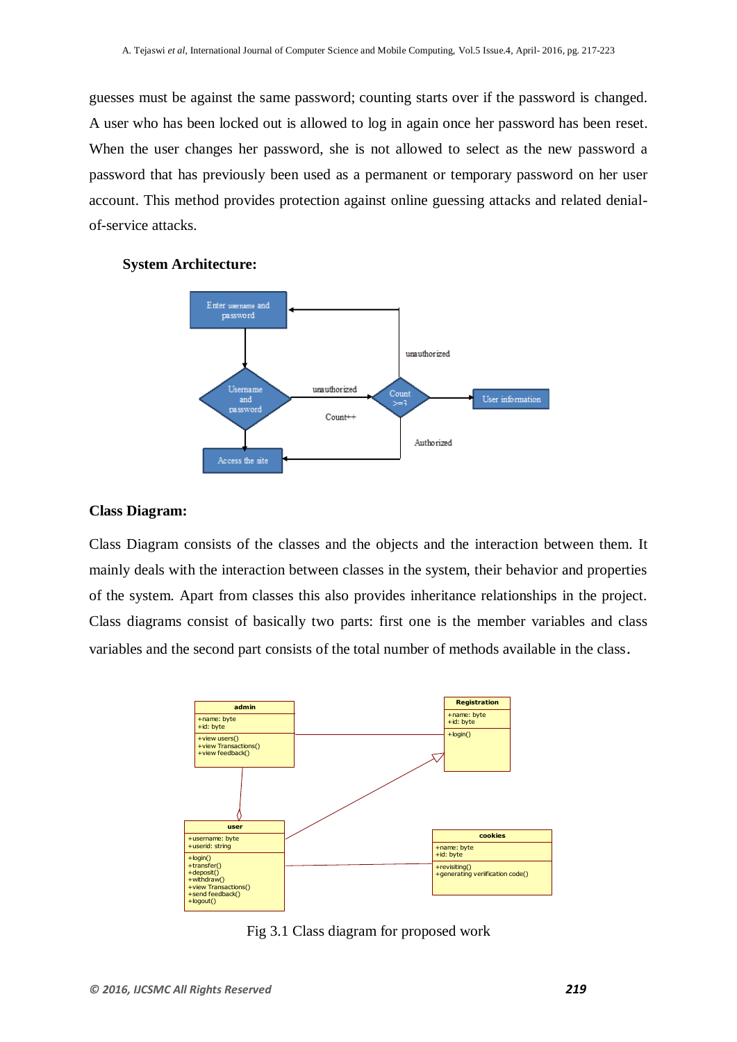guesses must be against the same password; counting starts over if the password is changed. A user who has been locked out is allowed to log in again once her password has been reset. When the user changes her password, she is not allowed to select as the new password a password that has previously been used as a permanent or temporary password on her user account. This method provides protection against online guessing attacks and related denial-of-service attacks.

**System Architecture:**

**Class Diagram:**

Class Diagram consists of the classes and the objects and the interaction between them. It mainly deals with the interaction between classes in the system, their behavior and properties of the system. Apart from classes this also provides inheritance relationships in the project. Class diagrams consist of basically two parts: first one is the member variables and class variables and the second part consists of the total number of methods available in the class.

Fig 3.1 Class diagram for proposed work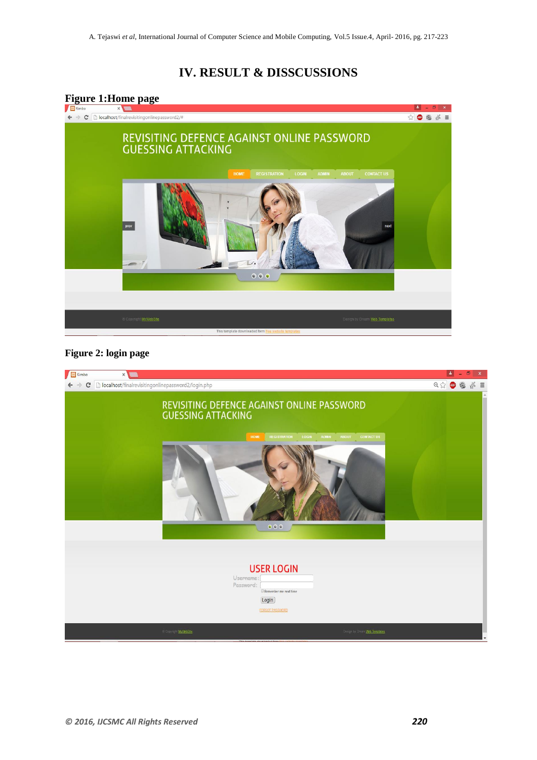# IV. RESULT & DISSCUSSIONS

**Figure 1:Home page**

**Figure 2: login page**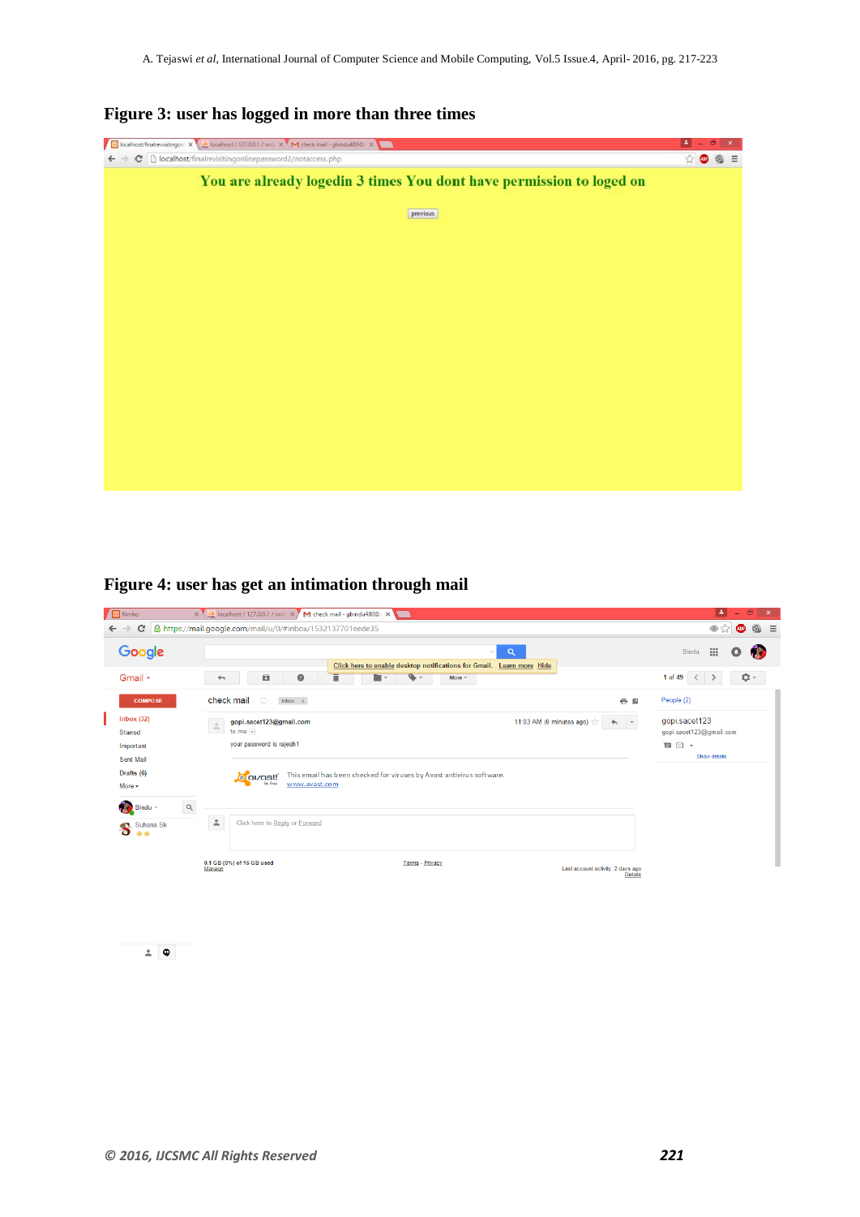**Figure 3: user has logged in more than three times**

**Figure 4: user has get an intimation through mail**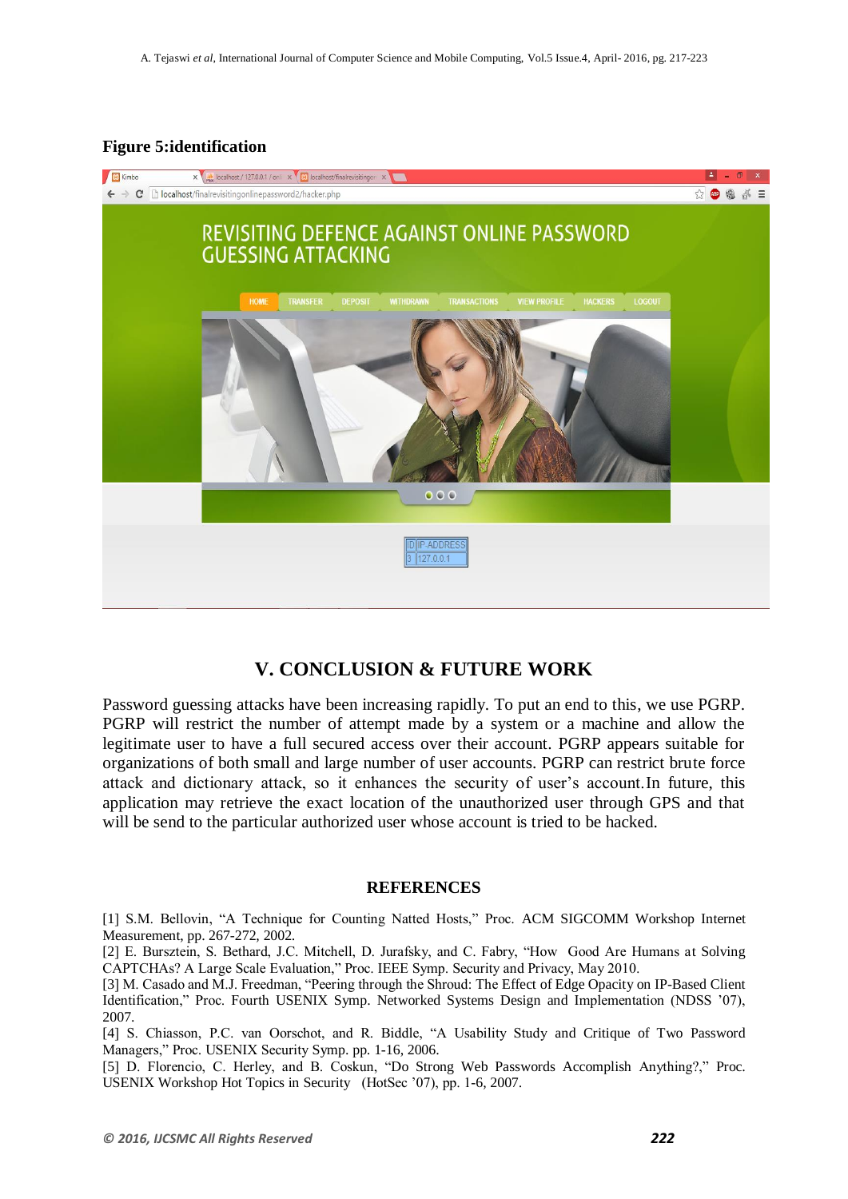**Figure 5:identification**

## V. CONCLUSION & FUTURE WORK

Password guessing attacks have been increasing rapidly. To put an end to this, we use PGRP. PGRP will restrict the number of attempt made by a system or a machine and allow the legitimate user to have a full secured access over their account. PGRP appears suitable for organizations of both small and large number of user accounts. PGRP can restrict brute force attack and dictionary attack, so it enhances the security of user's account.In future, this application may retrieve the exact location of the unauthorized user through GPS and that will be send to the particular authorized user whose account is tried to be hacked.

## REFERENCES

[1] S.M. Bellovin, "A Technique for Counting Natted Hosts," Proc. ACM SIGCOMM Workshop Internet Measurement, pp. 267-272, 2002.

[2] E. Bursztein, S. Bethard, J.C. Mitchell, D. Jurafsky, and C. Fabry, "How Good Are Humans at Solving CAPTCHAs? A Large Scale Evaluation," Proc. IEEE Symp. Security and Privacy, May 2010.

[3] M. Casado and M.J. Freedman, "Peering through the Shroud: The Effect of Edge Opacity on IP-Based Client Identification," Proc. Fourth USENIX Symp. Networked Systems Design and Implementation (NDSS '07), 2007.

[4] S. Chiasson, P.C. van Oorschot, and R. Biddle, "A Usability Study and Critique of Two Password Managers," Proc. USENIX Security Symp. pp. 1-16, 2006.

[5] D. Florencio, C. Herley, and B. Coskun, "Do Strong Web Passwords Accomplish Anything?," Proc. USENIX Workshop Hot Topics in Security (HotSec '07), pp. 1-6, 2007.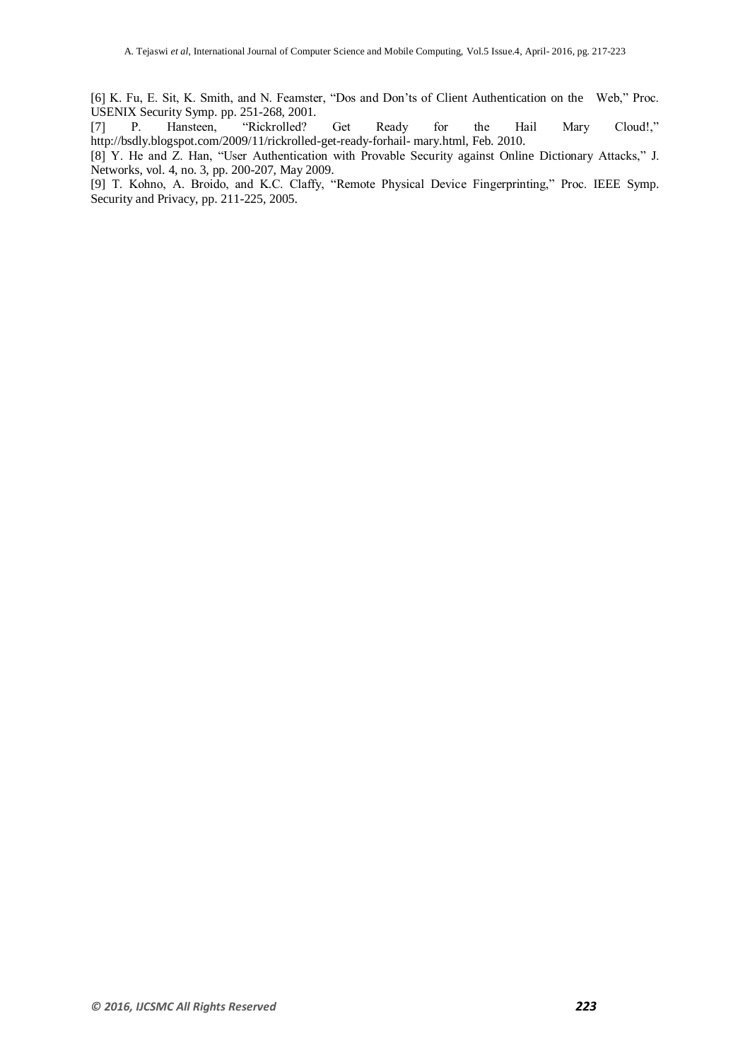[6] K. Fu, E. Sit, K. Smith, and N. Feamster, "Dos and Don'ts of Client Authentication on the Web," Proc. USENIX Security Symp. pp. 251-268, 2001.

[7] P. Hansteen, "Rickrolled? Get Ready for the Hail Mary Cloud!," http://bsdly.blogspot.com/2009/11/rickrolled-get-ready-forhail- mary.html, Feb. 2010.

[8] Y. He and Z. Han, "User Authentication with Provable Security against Online Dictionary Attacks," J. Networks, vol. 4, no. 3, pp. 200-207, May 2009.

[9] T. Kohno, A. Broido, and K.C. Claffy, "Remote Physical Device Fingerprinting," Proc. IEEE Symp. Security and Privacy, pp. 211-225, 2005.